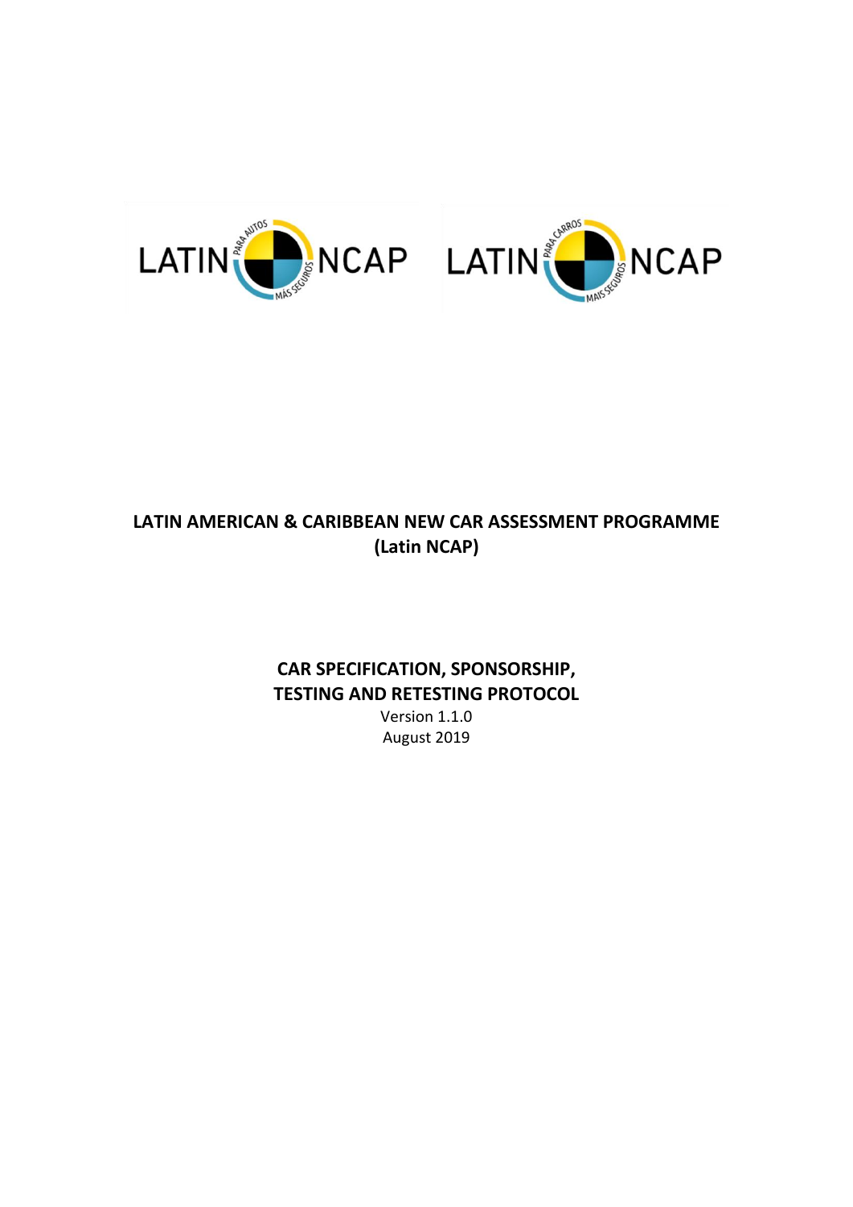# LATIN AMERICAN & CARIBBEAN NEW CAR ASSESSMENT PROGRAMME (Latin NCAP)

## CAR SPECIFICATION, SPONSORSHIP, TESTING AND RETESTING PROTOCOL

Version 1.1.0

August 2019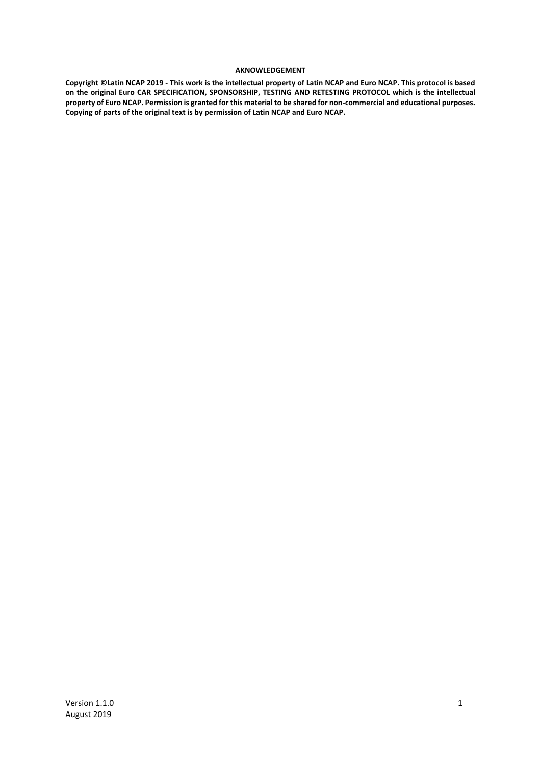**AKNOWLEDGEMENT**

**Copyright ©Latin NCAP 2019 - This work is the intellectual property of Latin NCAP and Euro NCAP. This protocol is based on the original Euro CAR SPECIFICATION, SPONSORSHIP, TESTING AND RETESTING PROTOCOL which is the intellectual property of Euro NCAP. Permission is granted for this material to be shared for non-commercial and educational purposes. Copying of parts of the original text is by permission of Latin NCAP and Euro NCAP.**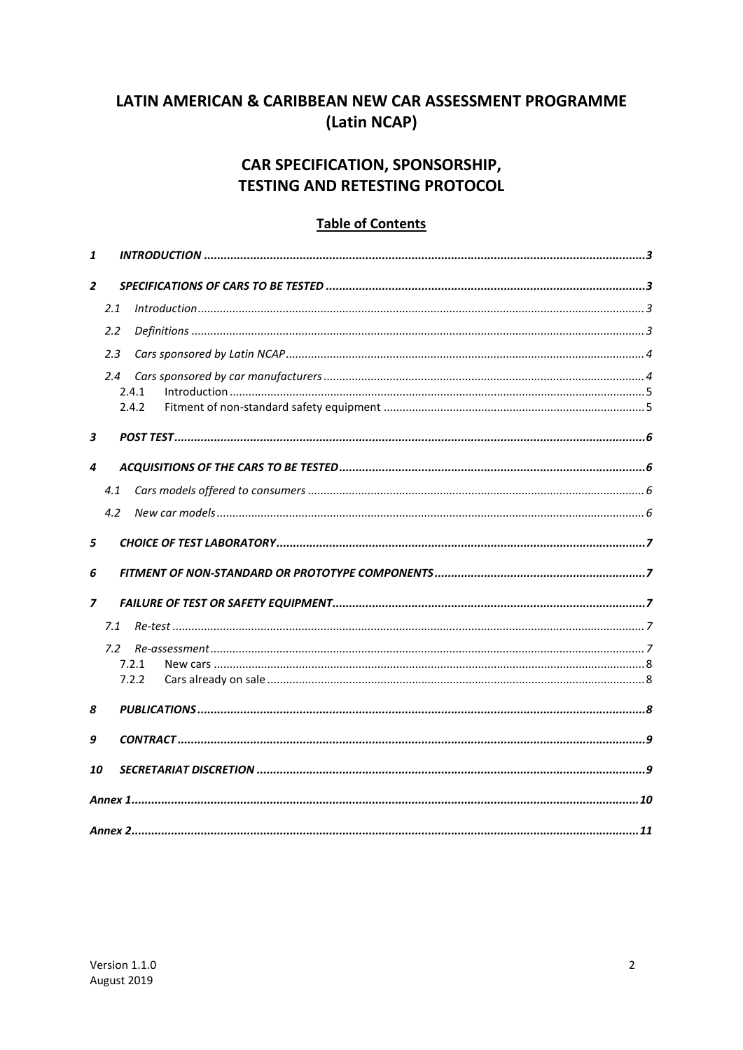# LATIN AMERICAN & CARIBBEAN NEW CAR ASSESSMENT PROGRAMME (Latin NCAP)

# CAR SPECIFICATION, SPONSORSHIP, TESTING AND RETESTING PROTOCOL

## Table of Contents

1 INTRODUCTION .......... 3

2 SPECIFICATIONS OF CARS TO BE TESTED .......... 3

- 2.1 Introduction .......... 3
- 2.2 Definitions .......... 3
- 2.3 Cars sponsored by Latin NCAP .......... 4
- 2.4 Cars sponsored by car manufacturers .......... 4
  - 2.4.1 Introduction .......... 5
  - 2.4.2 Fitment of non-standard safety equipment .......... 5

3 POST TEST .......... 6

4 ACQUISITIONS OF THE CARS TO BE TESTED .......... 6

- 4.1 Cars models offered to consumers .......... 6
- 4.2 New car models .......... 6

5 CHOICE OF TEST LABORATORY .......... 7

6 FITMENT OF NON-STANDARD OR PROTOTYPE COMPONENTS .......... 7

7 FAILURE OF TEST OR SAFETY EQUIPMENT .......... 7

- 7.1 Re-test .......... 7
- 7.2 Re-assessment .......... 7
  - 7.2.1 New cars .......... 8
  - 7.2.2 Cars already on sale .......... 8

8 PUBLICATIONS .......... 8

9 CONTRACT .......... 9

10 SECRETARIAT DISCRETION .......... 9

Annex 1 .......... 10

Annex 2 .......... 11

Version 1.1.0
August 2019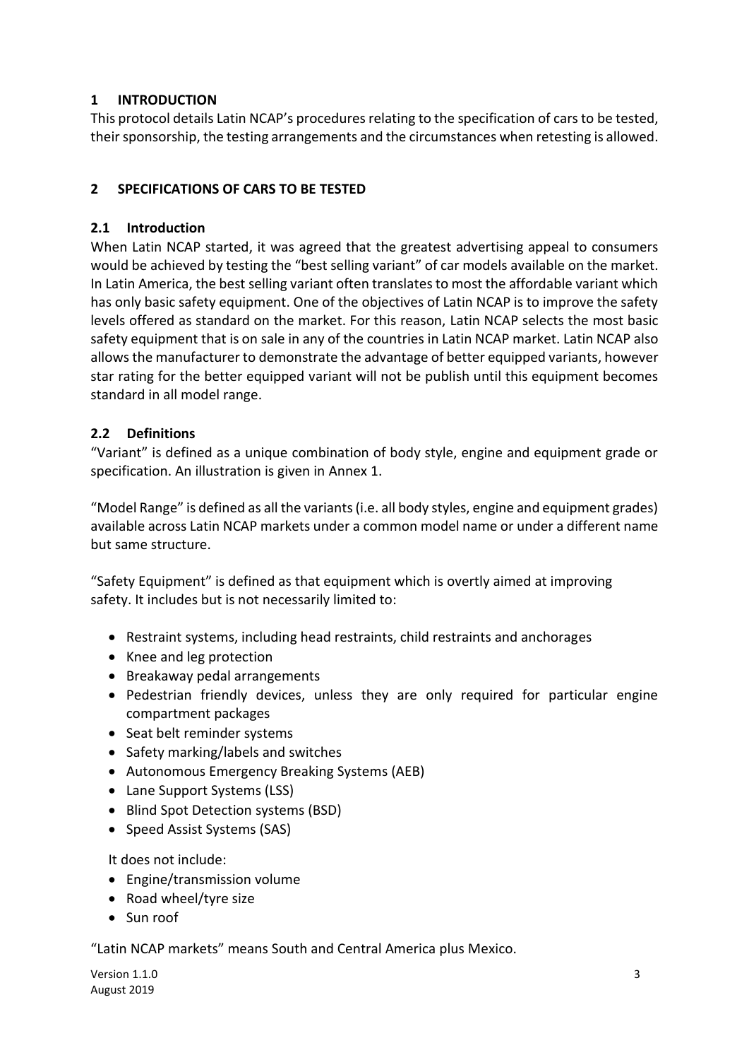## 1 INTRODUCTION

This protocol details Latin NCAP's procedures relating to the specification of cars to be tested, their sponsorship, the testing arrangements and the circumstances when retesting is allowed.

## 2 SPECIFICATIONS OF CARS TO BE TESTED

### 2.1 Introduction

When Latin NCAP started, it was agreed that the greatest advertising appeal to consumers would be achieved by testing the "best selling variant" of car models available on the market. In Latin America, the best selling variant often translates to most the affordable variant which has only basic safety equipment. One of the objectives of Latin NCAP is to improve the safety levels offered as standard on the market. For this reason, Latin NCAP selects the most basic safety equipment that is on sale in any of the countries in Latin NCAP market. Latin NCAP also allows the manufacturer to demonstrate the advantage of better equipped variants, however star rating for the better equipped variant will not be publish until this equipment becomes standard in all model range.

### 2.2 Definitions

"Variant" is defined as a unique combination of body style, engine and equipment grade or specification. An illustration is given in Annex 1.

"Model Range" is defined as all the variants (i.e. all body styles, engine and equipment grades) available across Latin NCAP markets under a common model name or under a different name but same structure.

"Safety Equipment" is defined as that equipment which is overtly aimed at improving safety. It includes but is not necessarily limited to:

- Restraint systems, including head restraints, child restraints and anchorages
- Knee and leg protection
- Breakaway pedal arrangements
- Pedestrian friendly devices, unless they are only required for particular engine compartment packages
- Seat belt reminder systems
- Safety marking/labels and switches
- Autonomous Emergency Breaking Systems (AEB)
- Lane Support Systems (LSS)
- Blind Spot Detection systems (BSD)
- Speed Assist Systems (SAS)

It does not include:

- Engine/transmission volume
- Road wheel/tyre size
- Sun roof

"Latin NCAP markets" means South and Central America plus Mexico.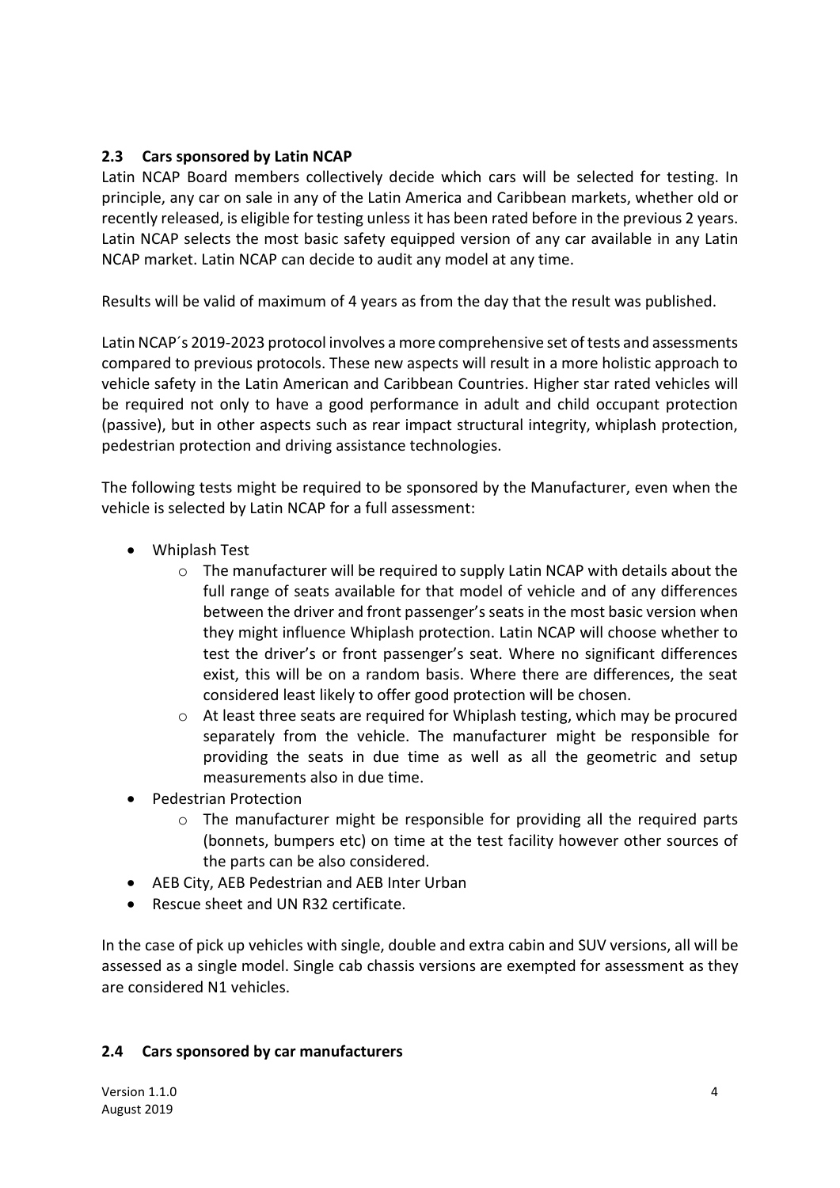## 2.3 Cars sponsored by Latin NCAP

Latin NCAP Board members collectively decide which cars will be selected for testing. In principle, any car on sale in any of the Latin America and Caribbean markets, whether old or recently released, is eligible for testing unless it has been rated before in the previous 2 years. Latin NCAP selects the most basic safety equipped version of any car available in any Latin NCAP market. Latin NCAP can decide to audit any model at any time.

Results will be valid of maximum of 4 years as from the day that the result was published.

Latin NCAP´s 2019-2023 protocol involves a more comprehensive set of tests and assessments compared to previous protocols. These new aspects will result in a more holistic approach to vehicle safety in the Latin American and Caribbean Countries. Higher star rated vehicles will be required not only to have a good performance in adult and child occupant protection (passive), but in other aspects such as rear impact structural integrity, whiplash protection, pedestrian protection and driving assistance technologies.

The following tests might be required to be sponsored by the Manufacturer, even when the vehicle is selected by Latin NCAP for a full assessment:

- Whiplash Test
  - The manufacturer will be required to supply Latin NCAP with details about the full range of seats available for that model of vehicle and of any differences between the driver and front passenger's seats in the most basic version when they might influence Whiplash protection. Latin NCAP will choose whether to test the driver's or front passenger's seat. Where no significant differences exist, this will be on a random basis. Where there are differences, the seat considered least likely to offer good protection will be chosen.
  - At least three seats are required for Whiplash testing, which may be procured separately from the vehicle. The manufacturer might be responsible for providing the seats in due time as well as all the geometric and setup measurements also in due time.
- Pedestrian Protection
  - The manufacturer might be responsible for providing all the required parts (bonnets, bumpers etc) on time at the test facility however other sources of the parts can be also considered.
- AEB City, AEB Pedestrian and AEB Inter Urban
- Rescue sheet and UN R32 certificate.

In the case of pick up vehicles with single, double and extra cabin and SUV versions, all will be assessed as a single model. Single cab chassis versions are exempted for assessment as they are considered N1 vehicles.

## 2.4 Cars sponsored by car manufacturers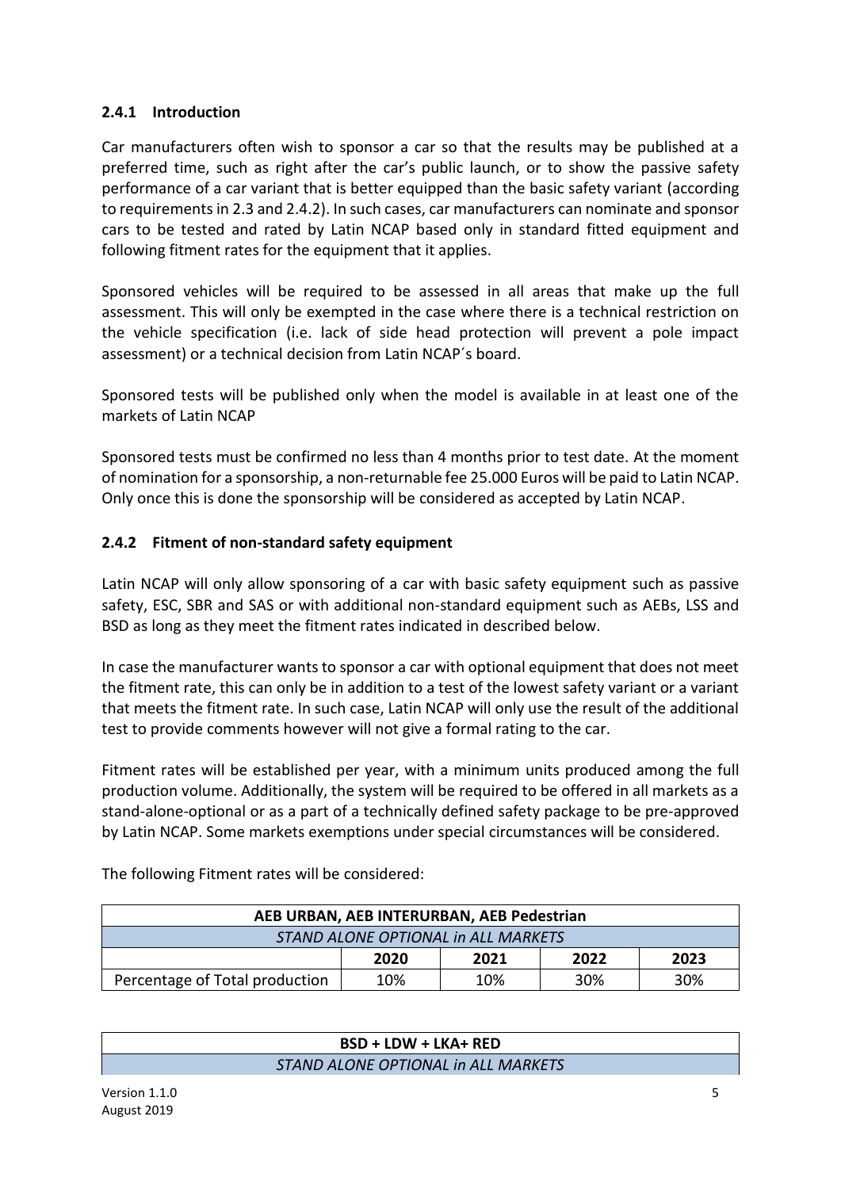### 2.4.1 Introduction

Car manufacturers often wish to sponsor a car so that the results may be published at a preferred time, such as right after the car's public launch, or to show the passive safety performance of a car variant that is better equipped than the basic safety variant (according to requirements in 2.3 and 2.4.2). In such cases, car manufacturers can nominate and sponsor cars to be tested and rated by Latin NCAP based only in standard fitted equipment and following fitment rates for the equipment that it applies.

Sponsored vehicles will be required to be assessed in all areas that make up the full assessment. This will only be exempted in the case where there is a technical restriction on the vehicle specification (i.e. lack of side head protection will prevent a pole impact assessment) or a technical decision from Latin NCAP´s board.

Sponsored tests will be published only when the model is available in at least one of the markets of Latin NCAP

Sponsored tests must be confirmed no less than 4 months prior to test date. At the moment of nomination for a sponsorship, a non-returnable fee 25.000 Euros will be paid to Latin NCAP. Only once this is done the sponsorship will be considered as accepted by Latin NCAP.

### 2.4.2 Fitment of non-standard safety equipment

Latin NCAP will only allow sponsoring of a car with basic safety equipment such as passive safety, ESC, SBR and SAS or with additional non-standard equipment such as AEBs, LSS and BSD as long as they meet the fitment rates indicated in described below.

In case the manufacturer wants to sponsor a car with optional equipment that does not meet the fitment rate, this can only be in addition to a test of the lowest safety variant or a variant that meets the fitment rate. In such case, Latin NCAP will only use the result of the additional test to provide comments however will not give a formal rating to the car.

Fitment rates will be established per year, with a minimum units produced among the full production volume. Additionally, the system will be required to be offered in all markets as a stand-alone-optional or as a part of a technically defined safety package to be pre-approved by Latin NCAP. Some markets exemptions under special circumstances will be considered.

The following Fitment rates will be considered:

| **AEB URBAN, AEB INTERURBAN, AEB Pedestrian** | | | | |
|---|---|---|---|---|
| *STAND ALONE OPTIONAL in ALL MARKETS* | | | | |
| | **2020** | **2021** | **2022** | **2023** |
| Percentage of Total production | 10% | 10% | 30% | 30% |

| **BSD + LDW + LKA+ RED** |
|---|
| *STAND ALONE OPTIONAL in ALL MARKETS* |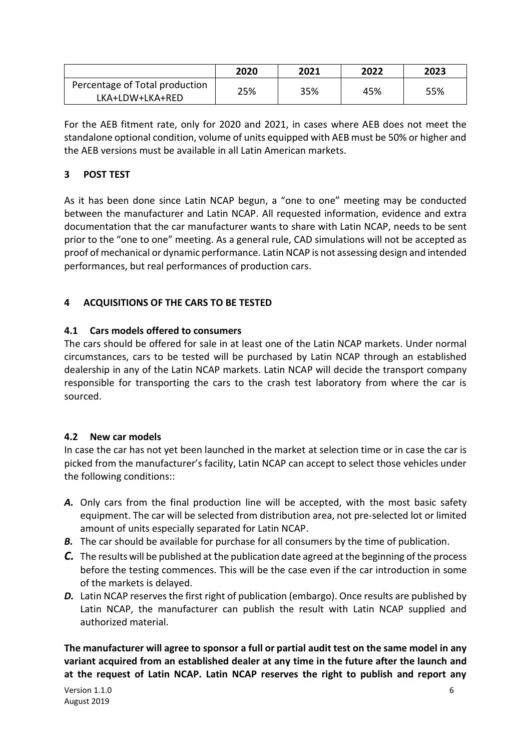| | 2020 | 2021 | 2022 | 2023 |
|---|---|---|---|---|
| Percentage of Total production LKA+LDW+LKA+RED | 25% | 35% | 45% | 55% |

For the AEB fitment rate, only for 2020 and 2021, in cases where AEB does not meet the standalone optional condition, volume of units equipped with AEB must be 50% or higher and the AEB versions must be available in all Latin American markets.

## 3 POST TEST

As it has been done since Latin NCAP begun, a "one to one" meeting may be conducted between the manufacturer and Latin NCAP. All requested information, evidence and extra documentation that the car manufacturer wants to share with Latin NCAP, needs to be sent prior to the "one to one" meeting. As a general rule, CAD simulations will not be accepted as proof of mechanical or dynamic performance. Latin NCAP is not assessing design and intended performances, but real performances of production cars.

## 4 ACQUISITIONS OF THE CARS TO BE TESTED

### 4.1 Cars models offered to consumers

The cars should be offered for sale in at least one of the Latin NCAP markets. Under normal circumstances, cars to be tested will be purchased by Latin NCAP through an established dealership in any of the Latin NCAP markets. Latin NCAP will decide the transport company responsible for transporting the cars to the crash test laboratory from where the car is sourced.

### 4.2 New car models

In case the car has not yet been launched in the market at selection time or in case the car is picked from the manufacturer's facility, Latin NCAP can accept to select those vehicles under the following conditions::

- ***A.*** Only cars from the final production line will be accepted, with the most basic safety equipment. The car will be selected from distribution area, not pre-selected lot or limited amount of units especially separated for Latin NCAP.
- ***B.*** The car should be available for purchase for all consumers by the time of publication.
- ***C.*** The results will be published at the publication date agreed at the beginning of the process before the testing commences. This will be the case even if the car introduction in some of the markets is delayed.
- ***D.*** Latin NCAP reserves the first right of publication (embargo). Once results are published by Latin NCAP, the manufacturer can publish the result with Latin NCAP supplied and authorized material.

**The manufacturer will agree to sponsor a full or partial audit test on the same model in any variant acquired from an established dealer at any time in the future after the launch and at the request of Latin NCAP. Latin NCAP reserves the right to publish and report any**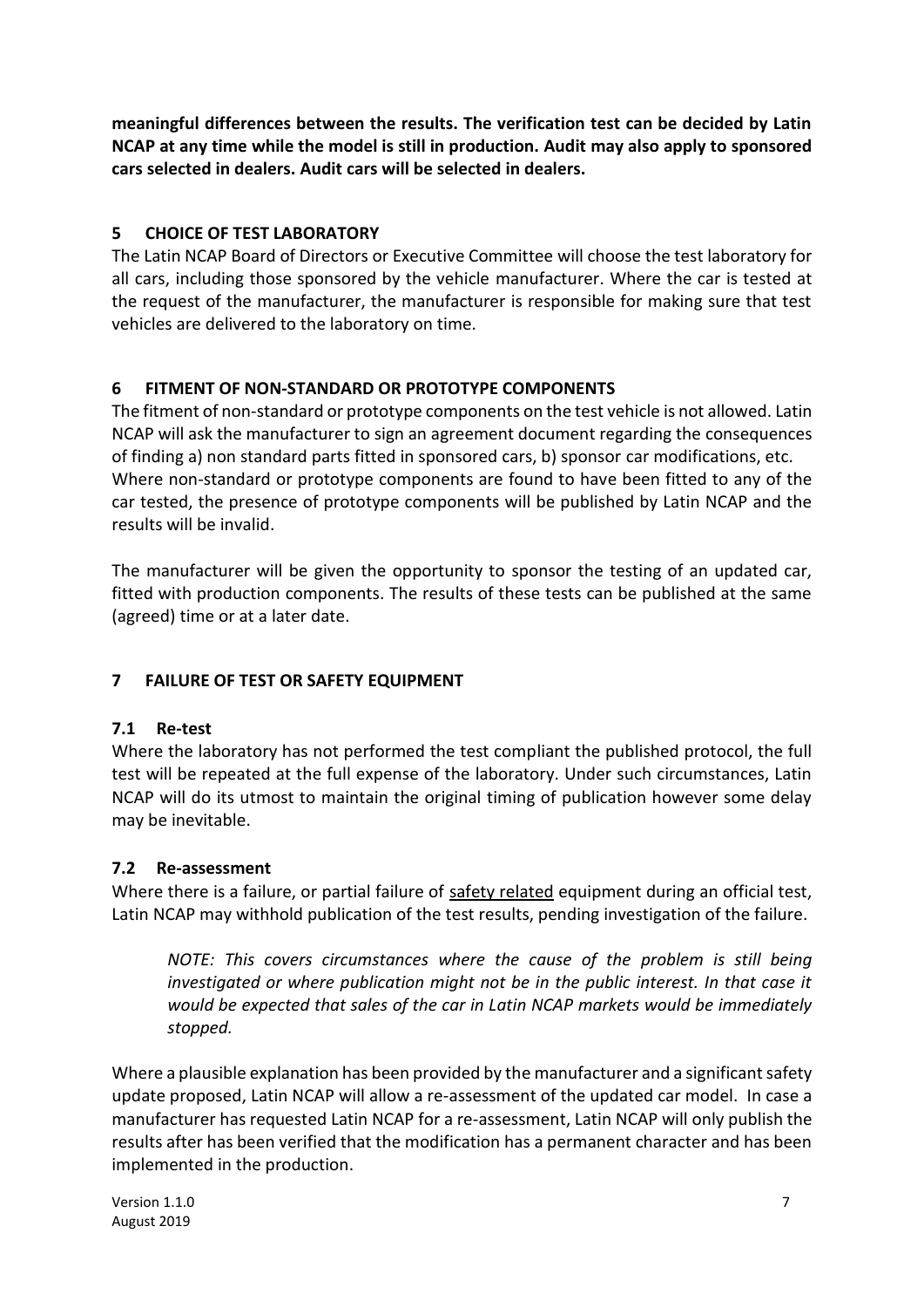**meaningful differences between the results. The verification test can be decided by Latin NCAP at any time while the model is still in production. Audit may also apply to sponsored cars selected in dealers. Audit cars will be selected in dealers.**

## 5 CHOICE OF TEST LABORATORY

The Latin NCAP Board of Directors or Executive Committee will choose the test laboratory for all cars, including those sponsored by the vehicle manufacturer. Where the car is tested at the request of the manufacturer, the manufacturer is responsible for making sure that test vehicles are delivered to the laboratory on time.

## 6 FITMENT OF NON-STANDARD OR PROTOTYPE COMPONENTS

The fitment of non-standard or prototype components on the test vehicle is not allowed. Latin NCAP will ask the manufacturer to sign an agreement document regarding the consequences of finding a) non standard parts fitted in sponsored cars, b) sponsor car modifications, etc. Where non-standard or prototype components are found to have been fitted to any of the car tested, the presence of prototype components will be published by Latin NCAP and the results will be invalid.

The manufacturer will be given the opportunity to sponsor the testing of an updated car, fitted with production components. The results of these tests can be published at the same (agreed) time or at a later date.

## 7 FAILURE OF TEST OR SAFETY EQUIPMENT

### 7.1 Re-test

Where the laboratory has not performed the test compliant the published protocol, the full test will be repeated at the full expense of the laboratory. Under such circumstances, Latin NCAP will do its utmost to maintain the original timing of publication however some delay may be inevitable.

### 7.2 Re-assessment

Where there is a failure, or partial failure of safety related equipment during an official test, Latin NCAP may withhold publication of the test results, pending investigation of the failure.

> *NOTE: This covers circumstances where the cause of the problem is still being investigated or where publication might not be in the public interest. In that case it would be expected that sales of the car in Latin NCAP markets would be immediately stopped.*

Where a plausible explanation has been provided by the manufacturer and a significant safety update proposed, Latin NCAP will allow a re-assessment of the updated car model. In case a manufacturer has requested Latin NCAP for a re-assessment, Latin NCAP will only publish the results after has been verified that the modification has a permanent character and has been implemented in the production.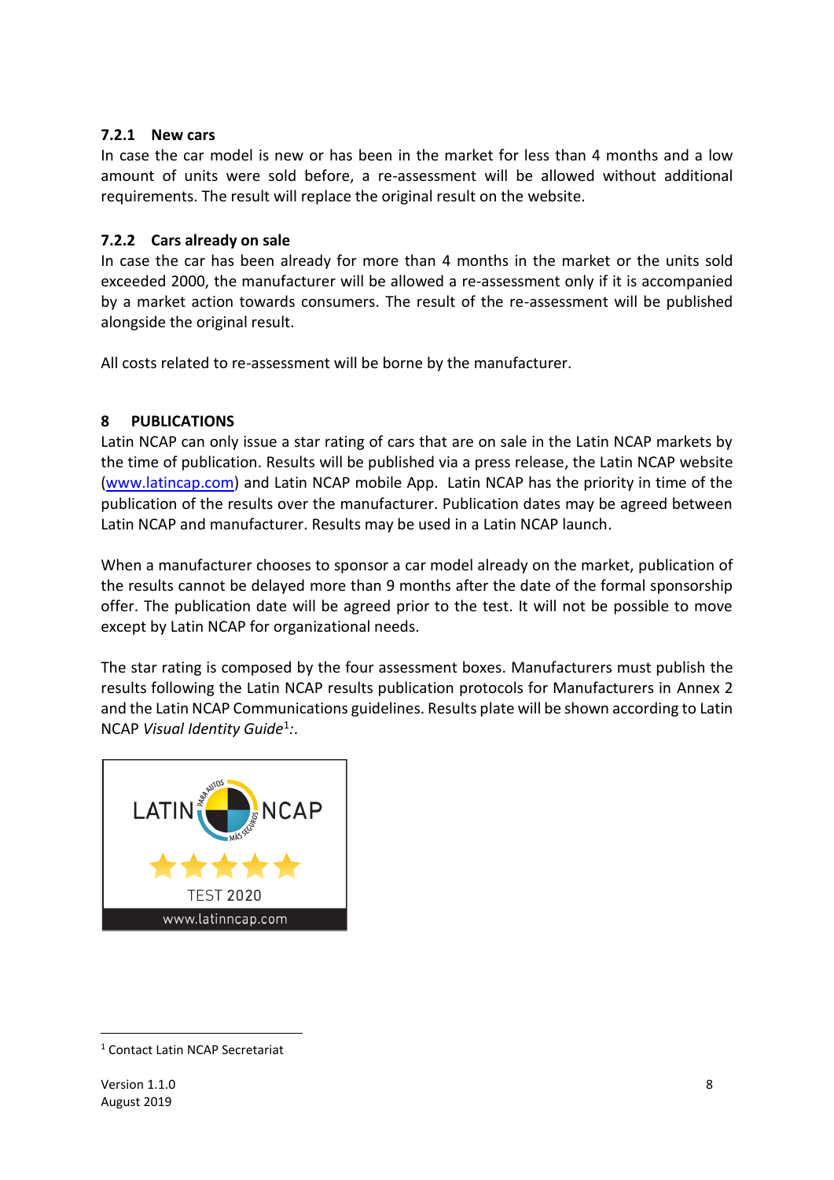### 7.2.1 New cars

In case the car model is new or has been in the market for less than 4 months and a low amount of units were sold before, a re-assessment will be allowed without additional requirements. The result will replace the original result on the website.

### 7.2.2 Cars already on sale

In case the car has been already for more than 4 months in the market or the units sold exceeded 2000, the manufacturer will be allowed a re-assessment only if it is accompanied by a market action towards consumers. The result of the re-assessment will be published alongside the original result.

All costs related to re-assessment will be borne by the manufacturer.

## 8 PUBLICATIONS

Latin NCAP can only issue a star rating of cars that are on sale in the Latin NCAP markets by the time of publication. Results will be published via a press release, the Latin NCAP website (www.latincap.com) and Latin NCAP mobile App. Latin NCAP has the priority in time of the publication of the results over the manufacturer. Publication dates may be agreed between Latin NCAP and manufacturer. Results may be used in a Latin NCAP launch.

When a manufacturer chooses to sponsor a car model already on the market, publication of the results cannot be delayed more than 9 months after the date of the formal sponsorship offer. The publication date will be agreed prior to the test. It will not be possible to move except by Latin NCAP for organizational needs.

The star rating is composed by the four assessment boxes. Manufacturers must publish the results following the Latin NCAP results publication protocols for Manufacturers in Annex 2 and the Latin NCAP Communications guidelines. Results plate will be shown according to Latin NCAP *Visual Identity Guide*[1]:.

LATIN NCAP
PARA AUTOS MÁS SEGUROS
★★★★★
TEST 2020
www.latinncap.com

[1] Contact Latin NCAP Secretariat

Version 1.1.0
August 2019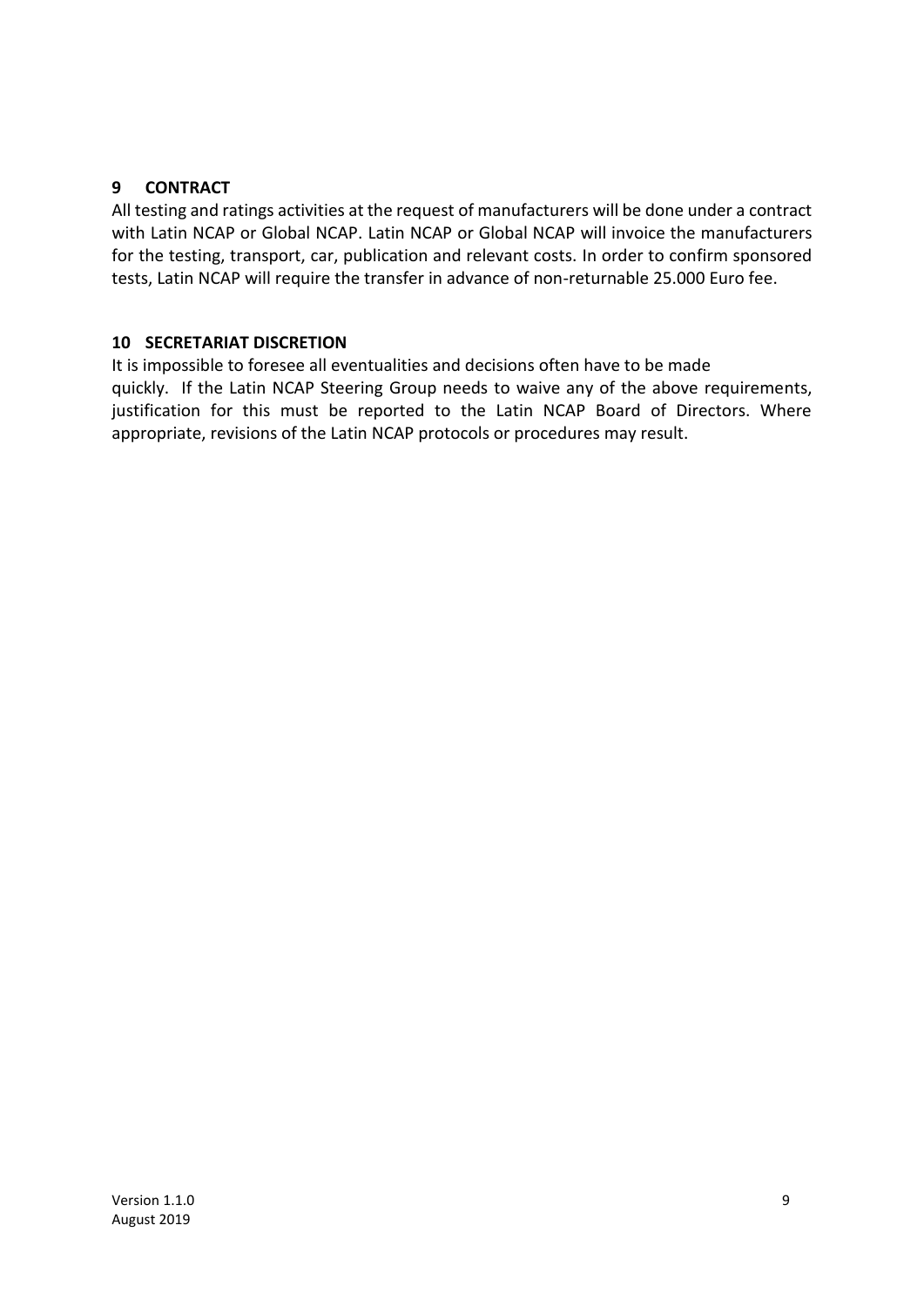## 9 CONTRACT

All testing and ratings activities at the request of manufacturers will be done under a contract with Latin NCAP or Global NCAP. Latin NCAP or Global NCAP will invoice the manufacturers for the testing, transport, car, publication and relevant costs. In order to confirm sponsored tests, Latin NCAP will require the transfer in advance of non-returnable 25.000 Euro fee.

## 10 SECRETARIAT DISCRETION

It is impossible to foresee all eventualities and decisions often have to be made quickly. If the Latin NCAP Steering Group needs to waive any of the above requirements, justification for this must be reported to the Latin NCAP Board of Directors. Where appropriate, revisions of the Latin NCAP protocols or procedures may result.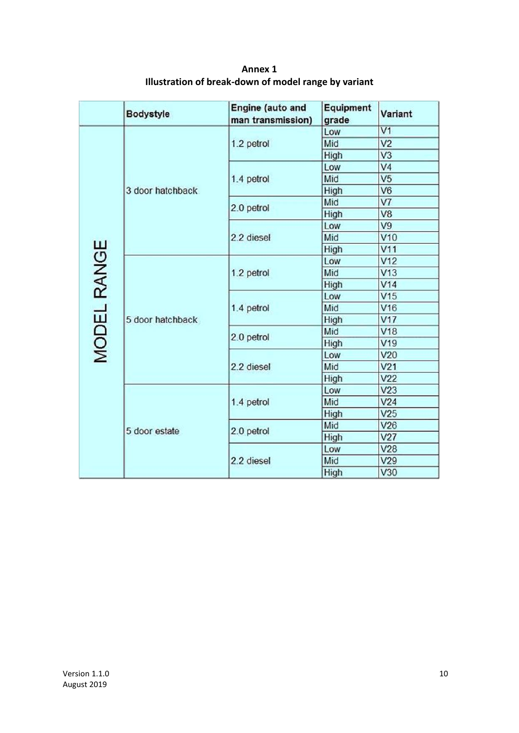**Annex 1**
**Illustration of break-down of model range by variant**

| | Bodystyle | Engine (auto and man transmission) | Equipment grade | Variant |
|---|---|---|---|---|
| MODEL RANGE | 3 door hatchback | 1.2 petrol | Low | V1 |
| | | | Mid | V2 |
| | | | High | V3 |
| | | 1.4 petrol | Low | V4 |
| | | | Mid | V5 |
| | | | High | V6 |
| | | 2.0 petrol | Mid | V7 |
| | | | High | V8 |
| | | 2.2 diesel | Low | V9 |
| | | | Mid | V10 |
| | | | High | V11 |
| | 5 door hatchback | 1.2 petrol | Low | V12 |
| | | | Mid | V13 |
| | | | High | V14 |
| | | 1.4 petrol | Low | V15 |
| | | | Mid | V16 |
| | | | High | V17 |
| | | 2.0 petrol | Mid | V18 |
| | | | High | V19 |
| | | 2.2 diesel | Low | V20 |
| | | | Mid | V21 |
| | | | High | V22 |
| | 5 door estate | 1.4 petrol | Low | V23 |
| | | | Mid | V24 |
| | | | High | V25 |
| | | 2.0 petrol | Mid | V26 |
| | | | High | V27 |
| | | 2.2 diesel | Low | V28 |
| | | | Mid | V29 |
| | | | High | V30 |

Version 1.1.0
August 2019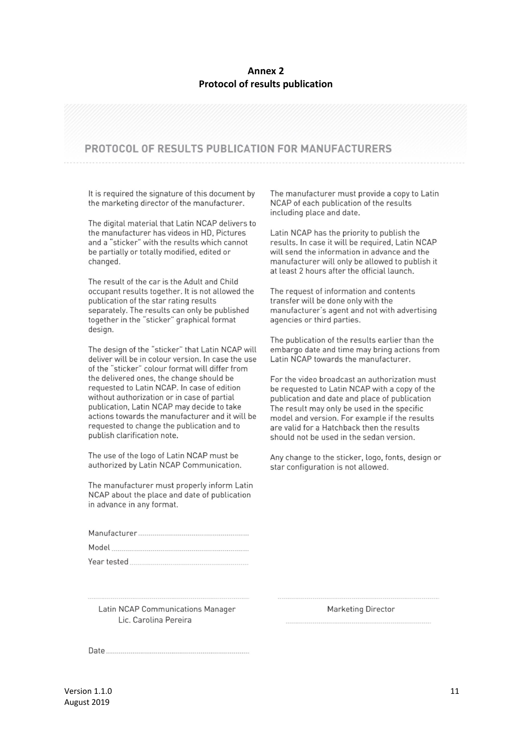**Annex 2**
**Protocol of results publication**

## PROTOCOL OF RESULTS PUBLICATION FOR MANUFACTURERS

It is required the signature of this document by the marketing director of the manufacturer.

The digital material that Latin NCAP delivers to the manufacturer has videos in HD, Pictures and a "sticker" with the results which cannot be partially or totally modified, edited or changed.

The result of the car is the Adult and Child occupant results together. It is not allowed the publication of the star rating results separately. The results can only be published together in the "sticker" graphical format design.

The design of the "sticker" that Latin NCAP will deliver will be in colour version. In case the use of the "sticker" colour format will differ from the delivered ones, the change should be requested to Latin NCAP. In case of edition without authorization or in case of partial publication, Latin NCAP may decide to take actions towards the manufacturer and it will be requested to change the publication and to publish clarification note.

The use of the logo of Latin NCAP must be authorized by Latin NCAP Communication.

The manufacturer must properly inform Latin NCAP about the place and date of publication in advance in any format.

The manufacturer must provide a copy to Latin NCAP of each publication of the results including place and date.

Latin NCAP has the priority to publish the results. In case it will be required, Latin NCAP will send the information in advance and the manufacturer will only be allowed to publish it at least 2 hours after the official launch.

The request of information and contents transfer will be done only with the manufacturer's agent and not with advertising agencies or third parties.

The publication of the results earlier than the embargo date and time may bring actions from Latin NCAP towards the manufacturer.

For the video broadcast an authorization must be requested to Latin NCAP with a copy of the publication and date and place of publication The result may only be used in the specific model and version. For example if the results are valid for a Hatchback then the results should not be used in the sedan version.

Any change to the sticker, logo, fonts, design or star configuration is not allowed.

Manufacturer ..........................................................

Model ..........................................................

Year tested ..........................................................

..........................................................
Latin NCAP Communications Manager
Lic. Carolina Pereira

..........................................................
Marketing Director
..........................................................

Date ..........................................................